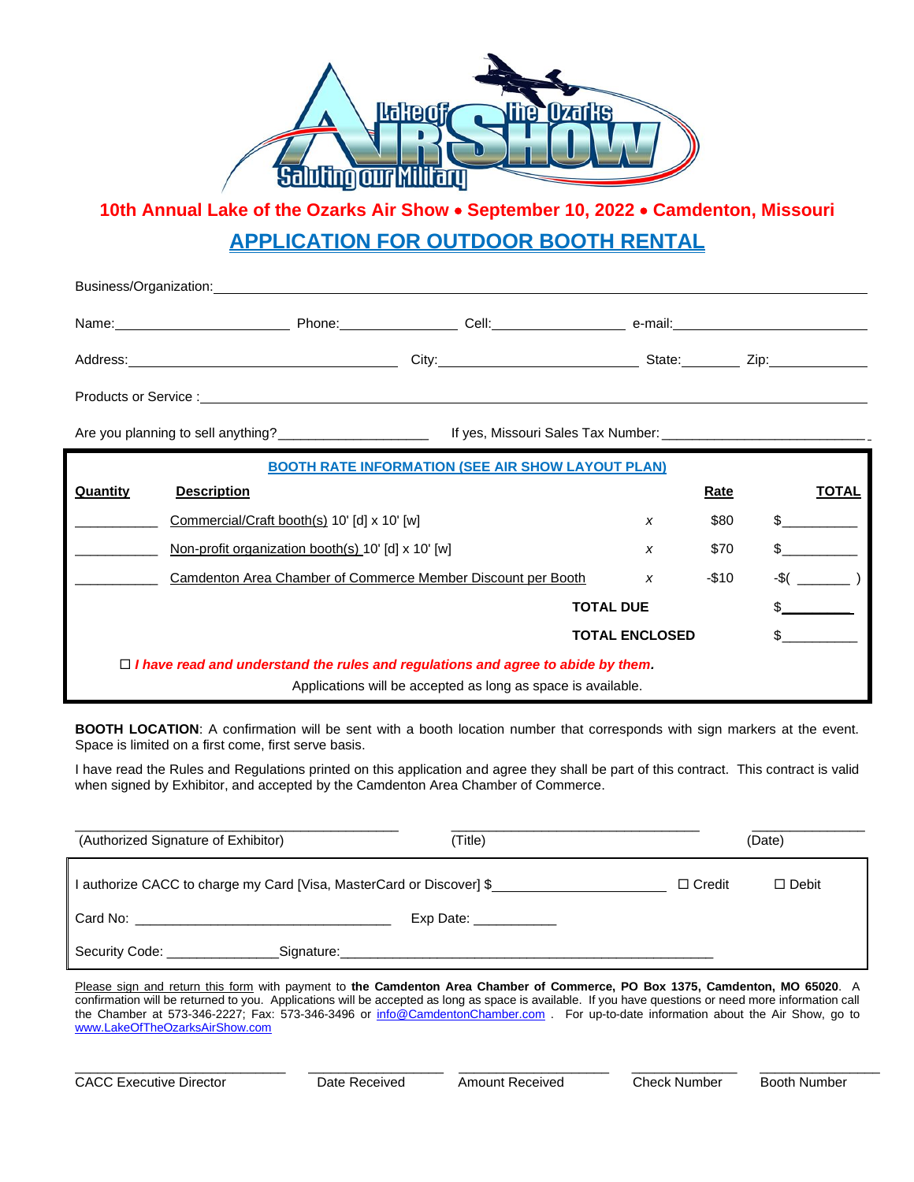**10th Annual Lake of the Ozarks Air Show • September 10, 2022 • Camdenton, Missouri**

# APPLICATION FOR OUTDOOR BOOTH RENTAL

Business/Organization: ______________________________________________

Name: ____________________ Phone: ______________ Cell: _______________ e-mail: ______________________

Address: _______________________________ City: ______________________ State: _______ Zip: ___________

Products or Service : ______________________________________________

Are you planning to sell anything? ___________________ If yes, Missouri Sales Tax Number: ___________________________

**BOOTH RATE INFORMATION (SEE AIR SHOW LAYOUT PLAN)**

| Quantity | Description | | Rate | TOTAL |
|---|---|---|---|---|
| __________ | Commercial/Craft booth(s) 10' [d] x 10' [w] | x | $80 | $__________ |
| __________ | Non-profit organization booth(s) 10' [d] x 10' [w] | x | $70 | $__________ |
| __________ | Camdenton Area Chamber of Commerce Member Discount per Booth | x | -$10 | -$( _______ ) |
| | | **TOTAL DUE** | | $__________ |
| | | **TOTAL ENCLOSED** | | $__________ |

☐ ***I have read and understand the rules and regulations and agree to abide by them.***

Applications will be accepted as long as space is available.

**BOOTH LOCATION**: A confirmation will be sent with a booth location number that corresponds with sign markers at the event. Space is limited on a first come, first serve basis.

I have read the Rules and Regulations printed on this application and agree they shall be part of this contract. This contract is valid when signed by Exhibitor, and accepted by the Camdenton Area Chamber of Commerce.

________________________________ (Authorized Signature of Exhibitor) ________________________ (Title) ____________ (Date)

I authorize CACC to charge my Card [Visa, MasterCard or Discover] $____________________ ☐ Credit ☐ Debit

Card No: ______________________________ Exp Date: ___________

Security Code: ______________ Signature: ______________________________________________

Please sign and return this form with payment to **the Camdenton Area Chamber of Commerce, PO Box 1375, Camdenton, MO 65020**. A confirmation will be returned to you. Applications will be accepted as long as space is available. If you have questions or need more information call the Chamber at 573-346-2227; Fax: 573-346-3496 or info@CamdentonChamber.com . For up-to-date information about the Air Show, go to www.LakeOfTheOzarksAirShow.com

| CACC Executive Director | Date Received | Amount Received | Check Number | Booth Number |
|---|---|---|---|---|
| | | | | |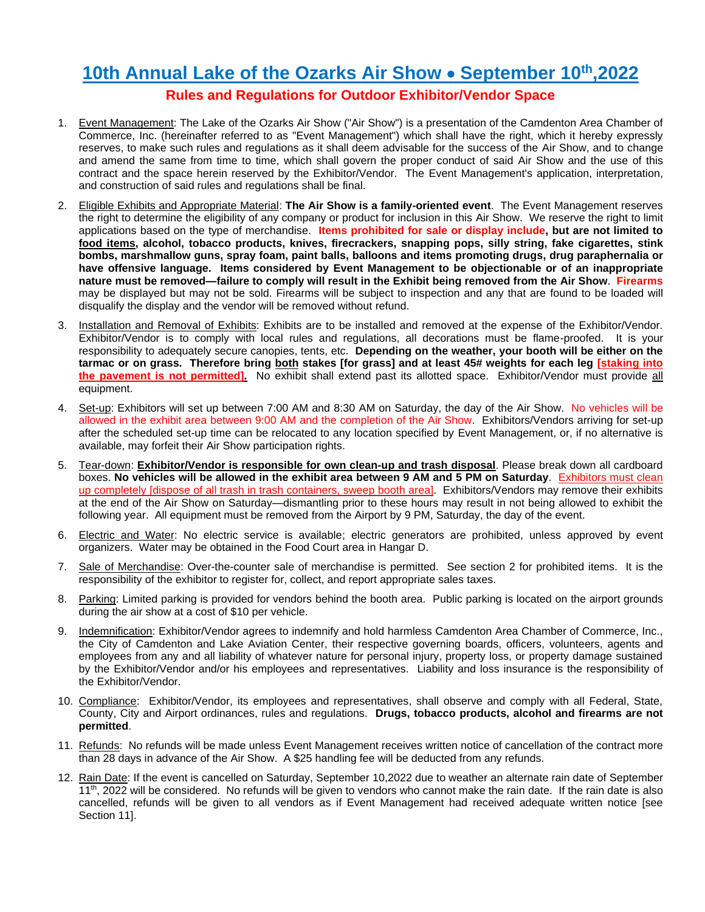# 10th Annual Lake of the Ozarks Air Show • September 10th,2022

## Rules and Regulations for Outdoor Exhibitor/Vendor Space

1. Event Management: The Lake of the Ozarks Air Show ("Air Show") is a presentation of the Camdenton Area Chamber of Commerce, Inc. (hereinafter referred to as "Event Management") which shall have the right, which it hereby expressly reserves, to make such rules and regulations as it shall deem advisable for the success of the Air Show, and to change and amend the same from time to time, which shall govern the proper conduct of said Air Show and the use of this contract and the space herein reserved by the Exhibitor/Vendor. The Event Management's application, interpretation, and construction of said rules and regulations shall be final.

2. Eligible Exhibits and Appropriate Material: **The Air Show is a family-oriented event**. The Event Management reserves the right to determine the eligibility of any company or product for inclusion in this Air Show. We reserve the right to limit applications based on the type of merchandise. **Items prohibited for sale or display include, but are not limited to food items, alcohol, tobacco products, knives, firecrackers, snapping pops, silly string, fake cigarettes, stink bombs, marshmallow guns, spray foam, paint balls, balloons and items promoting drugs, drug paraphernalia or have offensive language. Items considered by Event Management to be objectionable or of an inappropriate nature must be removed—failure to comply will result in the Exhibit being removed from the Air Show**. **Firearms** may be displayed but may not be sold. Firearms will be subject to inspection and any that are found to be loaded will disqualify the display and the vendor will be removed without refund.

3. Installation and Removal of Exhibits: Exhibits are to be installed and removed at the expense of the Exhibitor/Vendor. Exhibitor/Vendor is to comply with local rules and regulations, all decorations must be flame-proofed. It is your responsibility to adequately secure canopies, tents, etc. **Depending on the weather, your booth will be either on the tarmac or on grass. Therefore bring both stakes [for grass] and at least 45# weights for each leg [staking into the pavement is not permitted].** No exhibit shall extend past its allotted space. Exhibitor/Vendor must provide all equipment.

4. Set-up: Exhibitors will set up between 7:00 AM and 8:30 AM on Saturday, the day of the Air Show. No vehicles will be allowed in the exhibit area between 9:00 AM and the completion of the Air Show. Exhibitors/Vendors arriving for set-up after the scheduled set-up time can be relocated to any location specified by Event Management, or, if no alternative is available, may forfeit their Air Show participation rights.

5. Tear-down: **Exhibitor/Vendor is responsible for own clean-up and trash disposal**. Please break down all cardboard boxes. **No vehicles will be allowed in the exhibit area between 9 AM and 5 PM on Saturday**. Exhibitors must clean up completely [dispose of all trash in trash containers, sweep booth area]. Exhibitors/Vendors may remove their exhibits at the end of the Air Show on Saturday—dismantling prior to these hours may result in not being allowed to exhibit the following year. All equipment must be removed from the Airport by 9 PM, Saturday, the day of the event.

6. Electric and Water: No electric service is available; electric generators are prohibited, unless approved by event organizers. Water may be obtained in the Food Court area in Hangar D.

7. Sale of Merchandise: Over-the-counter sale of merchandise is permitted. See section 2 for prohibited items. It is the responsibility of the exhibitor to register for, collect, and report appropriate sales taxes.

8. Parking: Limited parking is provided for vendors behind the booth area. Public parking is located on the airport grounds during the air show at a cost of $10 per vehicle.

9. Indemnification: Exhibitor/Vendor agrees to indemnify and hold harmless Camdenton Area Chamber of Commerce, Inc., the City of Camdenton and Lake Aviation Center, their respective governing boards, officers, volunteers, agents and employees from any and all liability of whatever nature for personal injury, property loss, or property damage sustained by the Exhibitor/Vendor and/or his employees and representatives. Liability and loss insurance is the responsibility of the Exhibitor/Vendor.

10. Compliance: Exhibitor/Vendor, its employees and representatives, shall observe and comply with all Federal, State, County, City and Airport ordinances, rules and regulations. **Drugs, tobacco products, alcohol and firearms are not permitted**.

11. Refunds: No refunds will be made unless Event Management receives written notice of cancellation of the contract more than 28 days in advance of the Air Show. A $25 handling fee will be deducted from any refunds.

12. Rain Date: If the event is cancelled on Saturday, September 10,2022 due to weather an alternate rain date of September 11th, 2022 will be considered. No refunds will be given to vendors who cannot make the rain date. If the rain date is also cancelled, refunds will be given to all vendors as if Event Management had received adequate written notice [see Section 11].